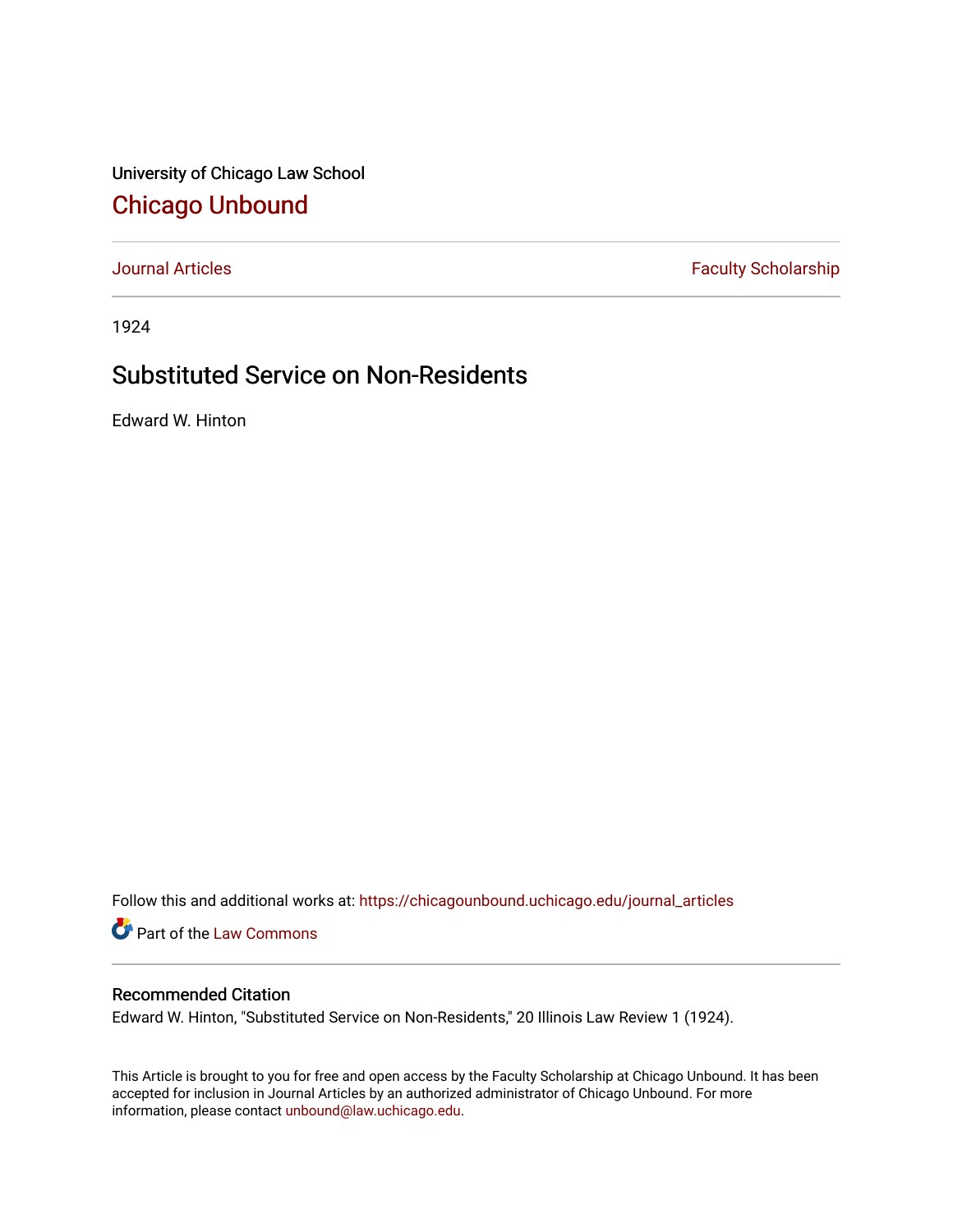University of Chicago Law School

## Chicago Unbound

Journal Articles | Faculty Scholarship

1924

# Substituted Service on Non-Residents

Edward W. Hinton

Follow this and additional works at: https://chicagounbound.uchicago.edu/journal_articles

Part of the Law Commons

### Recommended Citation

Edward W. Hinton, "Substituted Service on Non-Residents," 20 Illinois Law Review 1 (1924).

This Article is brought to you for free and open access by the Faculty Scholarship at Chicago Unbound. It has been accepted for inclusion in Journal Articles by an authorized administrator of Chicago Unbound. For more information, please contact unbound@law.uchicago.edu.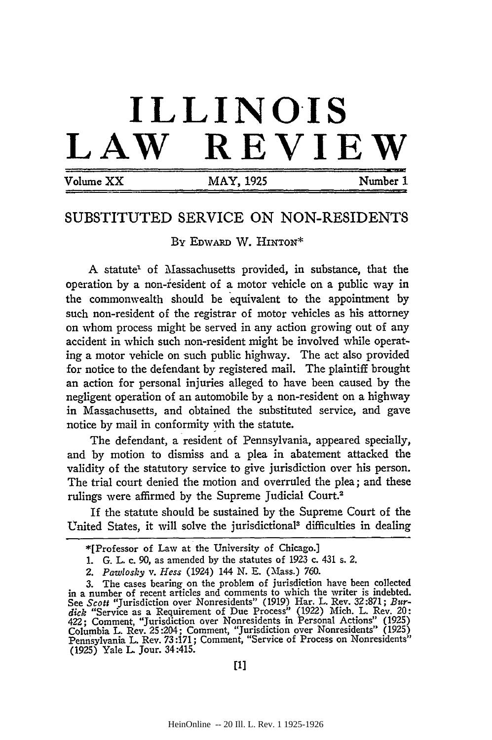# ILLINOIS LAW REVIEW

Volume XX | MAY, 1925 | Number 1

## SUBSTITUTED SERVICE ON NON-RESIDENTS

By Edward W. Hinton*

A statute[1] of Massachusetts provided, in substance, that the operation by a non-resident of a motor vehicle on a public way in the commonwealth should be equivalent to the appointment by such non-resident of the registrar of motor vehicles as his attorney on whom process might be served in any action growing out of any accident in which such non-resident might be involved while operating a motor vehicle on such public highway. The act also provided for notice to the defendant by registered mail. The plaintiff brought an action for personal injuries alleged to have been caused by the negligent operation of an automobile by a non-resident on a highway in Massachusetts, and obtained the substituted service, and gave notice by mail in conformity with the statute.

The defendant, a resident of Pennsylvania, appeared specially, and by motion to dismiss and a plea in abatement attacked the validity of the statutory service to give jurisdiction over his person. The trial court denied the motion and overruled the plea; and these rulings were affirmed by the Supreme Judicial Court.[2]

If the statute should be sustained by the Supreme Court of the United States, it will solve the jurisdictional[3] difficulties in dealing

---

*[Professor of Law at the University of Chicago.]

1. G. L. c. 90, as amended by the statutes of 1923 c. 431 s. 2.

2. *Pawlosky* v. *Hess* (1924) 144 N. E. (Mass.) 760.

3. The cases bearing on the problem of jurisdiction have been collected in a number of recent articles and comments to which the writer is indebted. See *Scott* "Jurisdiction over Nonresidents" (1919) Har. L. Rev. 32:871; *Burdick* "Service as a Requirement of Due Process" (1922) Mich. L. Rev. 20:422; Comment, "Jurisdiction over Nonresidents in Personal Actions" (1925) Columbia L. Rev. 25:204; Comment, "Jurisdiction over Nonresidents" (1925) Pennsylvania L. Rev. 73:171; Comment, "Service of Process on Nonresidents" (1925) Yale L. Jour. 34:415.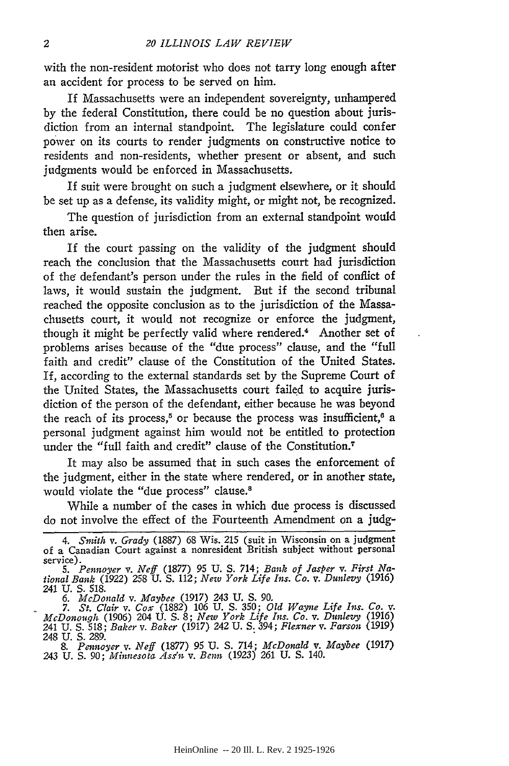with the non-resident motorist who does not tarry long enough after an accident for process to be served on him.

If Massachusetts were an independent sovereignty, unhampered by the federal Constitution, there could be no question about jurisdiction from an internal standpoint. The legislature could confer power on its courts to render judgments on constructive notice to residents and non-residents, whether present or absent, and such judgments would be enforced in Massachusetts.

If suit were brought on such a judgment elsewhere, or it should be set up as a defense, its validity might, or might not, be recognized.

The question of jurisdiction from an external standpoint would then arise.

If the court passing on the validity of the judgment should reach the conclusion that the Massachusetts court had jurisdiction of the defendant's person under the rules in the field of conflict of laws, it would sustain the judgment. But if the second tribunal reached the opposite conclusion as to the jurisdiction of the Massachusetts court, it would not recognize or enforce the judgment, though it might be perfectly valid where rendered.[4] Another set of problems arises because of the "due process" clause, and the "full faith and credit" clause of the Constitution of the United States. If, according to the external standards set by the Supreme Court of the United States, the Massachusetts court failed to acquire jurisdiction of the person of the defendant, either because he was beyond the reach of its process,[5] or because the process was insufficient,[6] a personal judgment against him would not be entitled to protection under the "full faith and credit" clause of the Constitution.[7]

It may also be assumed that in such cases the enforcement of the judgment, either in the state where rendered, or in another state, would violate the "due process" clause.[8]

While a number of the cases in which due process is discussed do not involve the effect of the Fourteenth Amendment on a judg-

4. *Smith* v. *Grady* (1887) 68 Wis. 215 (suit in Wisconsin on a judgment of a Canadian Court against a nonresident British subject without personal service).

5. *Pennoyer* v. *Neff* (1877) 95 U. S. 714; *Bank of Jasper* v. *First National Bank* (1922) 258 U. S. 112; *New York Life Ins. Co.* v. *Dunlevy* (1916) 241 U. S. 518.

6. *McDonald* v. *Maybee* (1917) 243 U. S. 90.

7. *St. Clair* v. *Cox* (1882) 106 U. S. 350; *Old Wayne Life Ins. Co.* v. *McDonough* (1906) 204 U. S. 8; *New York Life Ins. Co.* v. *Dunlevy* (1916) 241 U. S. 518; *Baker* v. *Baker* (1917) 242 U. S. 394; *Flexner* v. *Farson* (1919) 248 U. S. 289.

8. *Pennoyer* v. *Neff* (1877) 95 U. S. 714; *McDonald* v. *Maybee* (1917) 243 U. S. 90; *Minnesota Ass'n* v. *Benn* (1923) 261 U. S. 140.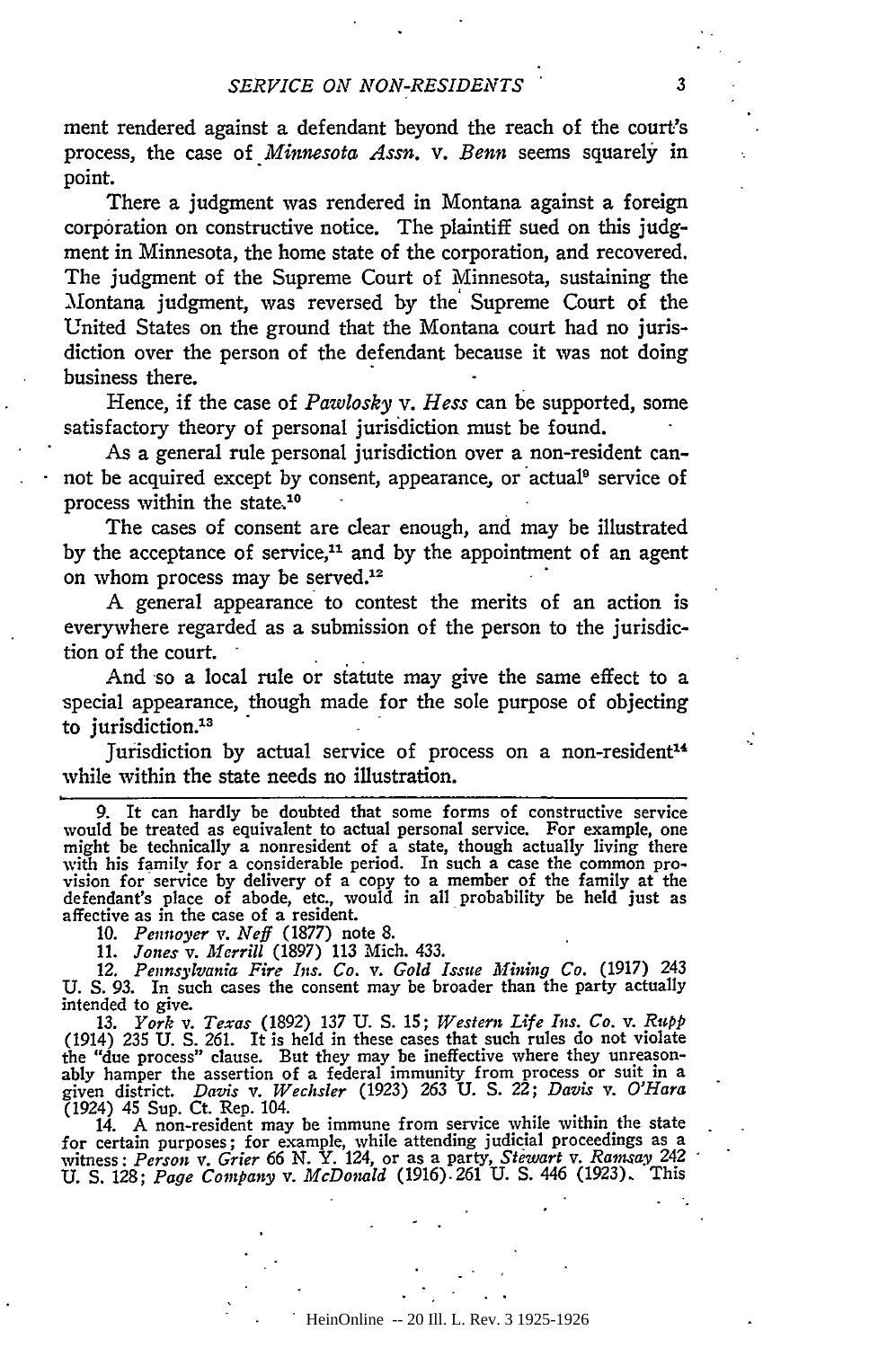ment rendered against a defendant beyond the reach of the court's process, the case of *Minnesota Assn.* v. *Benn* seems squarely in point.

There a judgment was rendered in Montana against a foreign corporation on constructive notice. The plaintiff sued on this judgment in Minnesota, the home state of the corporation, and recovered. The judgment of the Supreme Court of Minnesota, sustaining the Montana judgment, was reversed by the Supreme Court of the United States on the ground that the Montana court had no jurisdiction over the person of the defendant because it was not doing business there.

Hence, if the case of *Pawlosky* v. *Hess* can be supported, some satisfactory theory of personal jurisdiction must be found.

As a general rule personal jurisdiction over a non-resident cannot be acquired except by consent, appearance, or actual[9] service of process within the state.[10]

The cases of consent are clear enough, and may be illustrated by the acceptance of service,[11] and by the appointment of an agent on whom process may be served.[12]

A general appearance to contest the merits of an action is everywhere regarded as a submission of the person to the jurisdiction of the court.

And so a local rule or statute may give the same effect to a special appearance, though made for the sole purpose of objecting to jurisdiction.[13]

Jurisdiction by actual service of process on a non-resident[14] while within the state needs no illustration.

---

9. It can hardly be doubted that some forms of constructive service would be treated as equivalent to actual personal service. For example, one might be technically a nonresident of a state, though actually living there with his family for a considerable period. In such a case the common provision for service by delivery of a copy to a member of the family at the defendant's place of abode, etc., would in all probability be held just as affective as in the case of a resident.

10. *Pennoyer* v. *Neff* (1877) note 8.

11. *Jones* v. *Merrill* (1897) 113 Mich. 433.

12. *Pennsylvania Fire Ins. Co.* v. *Gold Issue Mining Co.* (1917) 243 U. S. 93. In such cases the consent may be broader than the party actually intended to give.

13. *York* v. *Texas* (1892) 137 U. S. 15; *Western Life Ins. Co.* v. *Rupp* (1914) 235 U. S. 261. It is held in these cases that such rules do not violate the "due process" clause. But they may be ineffective where they unreasonably hamper the assertion of a federal immunity from process or suit in a given district. *Davis* v. *Wechsler* (1923) 263 U. S. 22; *Davis* v. *O'Hara* (1924) 45 Sup. Ct. Rep. 104.

14. A non-resident may be immune from service while within the state for certain purposes; for example, while attending judicial proceedings as a witness: *Person* v. *Grier* 66 N. Y. 124, or as a party, *Stewart* v. *Ramsay* 242 U. S. 128; *Page Company* v. *McDonald* (1916) 261 U. S. 446 (1923). This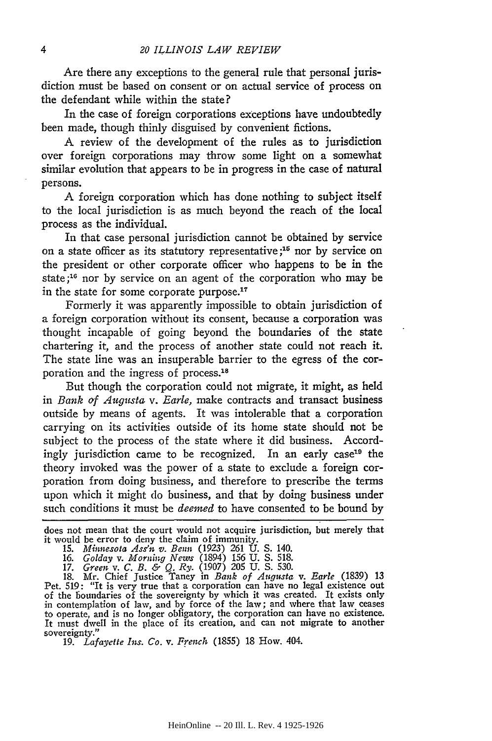Are there any exceptions to the general rule that personal jurisdiction must be based on consent or on actual service of process on the defendant while within the state?

In the case of foreign corporations exceptions have undoubtedly been made, though thinly disguised by convenient fictions.

A review of the development of the rules as to jurisdiction over foreign corporations may throw some light on a somewhat similar evolution that appears to be in progress in the case of natural persons.

A foreign corporation which has done nothing to subject itself to the local jurisdiction is as much beyond the reach of the local process as the individual.

In that case personal jurisdiction cannot be obtained by service on a state officer as its statutory representative;[15] nor by service on the president or other corporate officer who happens to be in the state;[16] nor by service on an agent of the corporation who may be in the state for some corporate purpose.[17]

Formerly it was apparently impossible to obtain jurisdiction of a foreign corporation without its consent, because a corporation was thought incapable of going beyond the boundaries of the state chartering it, and the process of another state could not reach it. The state line was an insuperable barrier to the egress of the corporation and the ingress of process.[18]

But though the corporation could not migrate, it might, as held in *Bank of Augusta* v. *Earle*, make contracts and transact business outside by means of agents. It was intolerable that a corporation carrying on its activities outside of its home state should not be subject to the process of the state where it did business. Accordingly jurisdiction came to be recognized. In an early case[19] the theory invoked was the power of a state to exclude a foreign corporation from doing business, and therefore to prescribe the terms upon which it might do business, and that by doing business under such conditions it must be *deemed* to have consented to be bound by

---

does not mean that the court would not acquire jurisdiction, but merely that it would be error to deny the claim of immunity.

15. *Minnesota Ass'n v. Benn* (1923) 261 U. S. 140.

16. *Golday* v. *Morning News* (1894) 156 U. S. 518.

17. *Green* v. *C. B. & Q. Ry.* (1907) 205 U. S. 530.

18. Mr. Chief Justice Taney in *Bank of Augusta* v. *Earle* (1839) 13 Pet. 519: "It is very true that a corporation can have no legal existence out of the boundaries of the sovereignty by which it was created. It exists only in contemplation of law, and by force of the law; and where that law ceases to operate, and is no longer obligatory, the corporation can have no existence. It must dwell in the place of its creation, and can not migrate to another sovereignty."

19. *Lafayette Ins. Co.* v. *French* (1855) 18 How. 404.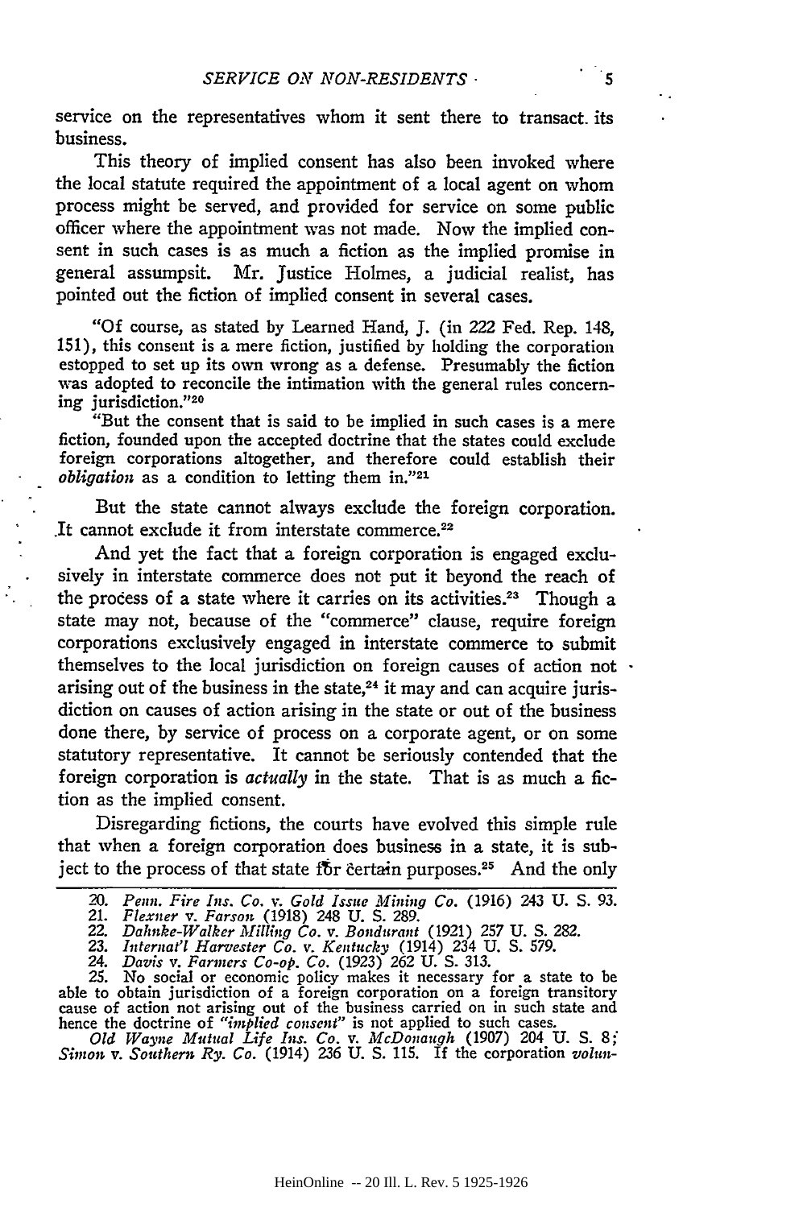service on the representatives whom it sent there to transact its business.

This theory of implied consent has also been invoked where the local statute required the appointment of a local agent on whom process might be served, and provided for service on some public officer where the appointment was not made. Now the implied consent in such cases is as much a fiction as the implied promise in general assumpsit. Mr. Justice Holmes, a judicial realist, has pointed out the fiction of implied consent in several cases.

> "Of course, as stated by Learned Hand, J. (in 222 Fed. Rep. 148, 151), this consent is a mere fiction, justified by holding the corporation estopped to set up its own wrong as a defense. Presumably the fiction was adopted to reconcile the intimation with the general rules concerning jurisdiction."[20]

> "But the consent that is said to be implied in such cases is a mere fiction, founded upon the accepted doctrine that the states could exclude foreign corporations altogether, and therefore could establish their *obligation* as a condition to letting them in."[21]

But the state cannot always exclude the foreign corporation. It cannot exclude it from interstate commerce.[22]

And yet the fact that a foreign corporation is engaged exclusively in interstate commerce does not put it beyond the reach of the process of a state where it carries on its activities.[23] Though a state may not, because of the "commerce" clause, require foreign corporations exclusively engaged in interstate commerce to submit themselves to the local jurisdiction on foreign causes of action not arising out of the business in the state,[24] it may and can acquire jurisdiction on causes of action arising in the state or out of the business done there, by service of process on a corporate agent, or on some statutory representative. It cannot be seriously contended that the foreign corporation is *actually* in the state. That is as much a fiction as the implied consent.

Disregarding fictions, the courts have evolved this simple rule that when a foreign corporation does business in a state, it is subject to the process of that state for certain purposes.[25] And the only

---

20. *Penn. Fire Ins. Co. v. Gold Issue Mining Co.* (1916) 243 U. S. 93.
21. *Flexner v. Farson* (1918) 248 U. S. 289.
22. *Dahnke-Walker Milling Co. v. Bondurant* (1921) 257 U. S. 282.
23. *Internat'l Harvester Co. v. Kentucky* (1914) 234 U. S. 579.
24. *Davis v. Farmers Co-op. Co.* (1923) 262 U. S. 313.
25. No social or economic policy makes it necessary for a state to be able to obtain jurisdiction of a foreign corporation on a foreign transitory cause of action not arising out of the business carried on in such state and hence the doctrine of *"implied consent"* is not applied to such cases.
*Old Wayne Mutual Life Ins. Co. v. McDonaugh* (1907) 204 U. S. 8; *Simon v. Southern Ry. Co.* (1914) 236 U. S. 115. If the corporation *volun-*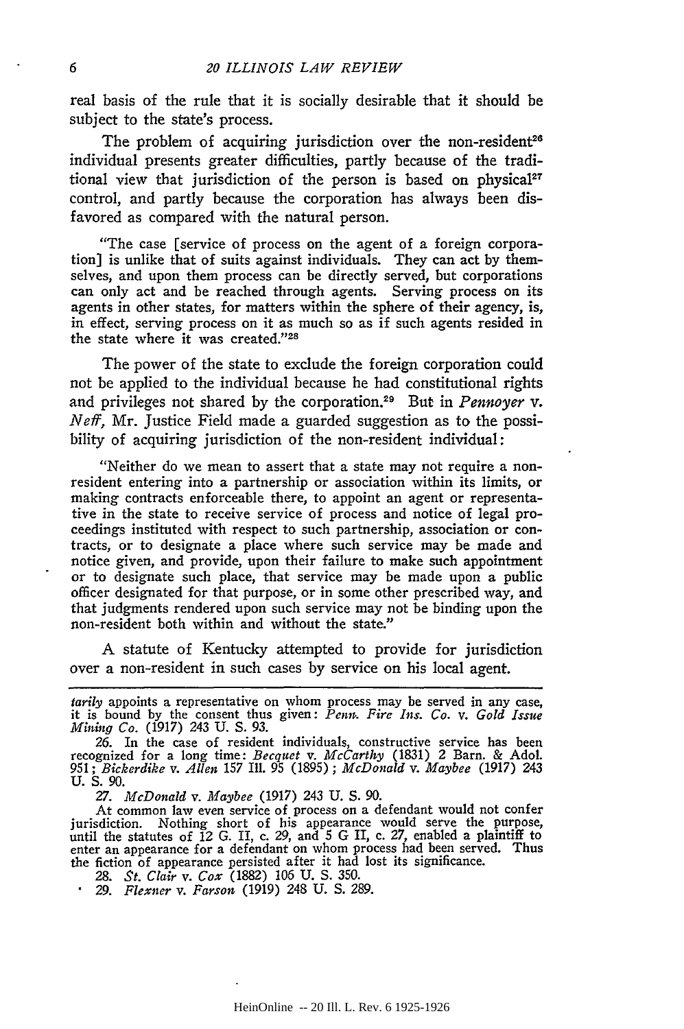real basis of the rule that it is socially desirable that it should be subject to the state's process.

The problem of acquiring jurisdiction over the non-resident[26] individual presents greater difficulties, partly because of the traditional view that jurisdiction of the person is based on physical[27] control, and partly because the corporation has always been disfavored as compared with the natural person.

> "The case [service of process on the agent of a foreign corporation] is unlike that of suits against individuals. They can act by themselves, and upon them process can be directly served, but corporations can only act and be reached through agents. Serving process on its agents in other states, for matters within the sphere of their agency, is, in effect, serving process on it as much so as if such agents resided in the state where it was created."[28]

The power of the state to exclude the foreign corporation could not be applied to the individual because he had constitutional rights and privileges not shared by the corporation.[29] But in *Pennoyer* v. *Neff*, Mr. Justice Field made a guarded suggestion as to the possibility of acquiring jurisdiction of the non-resident individual:

> "Neither do we mean to assert that a state may not require a non-resident entering into a partnership or association within its limits, or making contracts enforceable there, to appoint an agent or representative in the state to receive service of process and notice of legal proceedings instituted with respect to such partnership, association or contracts, or to designate a place where such service may be made and notice given, and provide, upon their failure to make such appointment or to designate such place, that service may be made upon a public officer designated for that purpose, or in some other prescribed way, and that judgments rendered upon such service may not be binding upon the non-resident both within and without the state."

A statute of Kentucky attempted to provide for jurisdiction over a non-resident in such cases by service on his local agent.

---

*tarily* appoints a representative on whom process may be served in any case, it is bound by the consent thus given: *Penn. Fire Ins. Co.* v. *Gold Issue Mining Co.* (1917) 243 U. S. 93.

26. In the case of resident individuals, constructive service has been recognized for a long time: *Becquet* v. *McCarthy* (1831) 2 Barn. & Adol. 951; *Bickerdike* v. *Allen* 157 Ill. 95 (1895); *McDonald* v. *Maybee* (1917) 243 U. S. 90.

27. *McDonald* v. *Maybee* (1917) 243 U. S. 90.

At common law even service of process on a defendant would not confer jurisdiction. Nothing short of his appearance would serve the purpose, until the statutes of 12 G. II, c. 29, and 5 G II, c. 27, enabled a plaintiff to enter an appearance for a defendant on whom process had been served. Thus the fiction of appearance persisted after it had lost its significance.

28. *St. Clair* v. *Cox* (1882) 106 U. S. 350.

29. *Flexner* v. *Farson* (1919) 248 U. S. 289.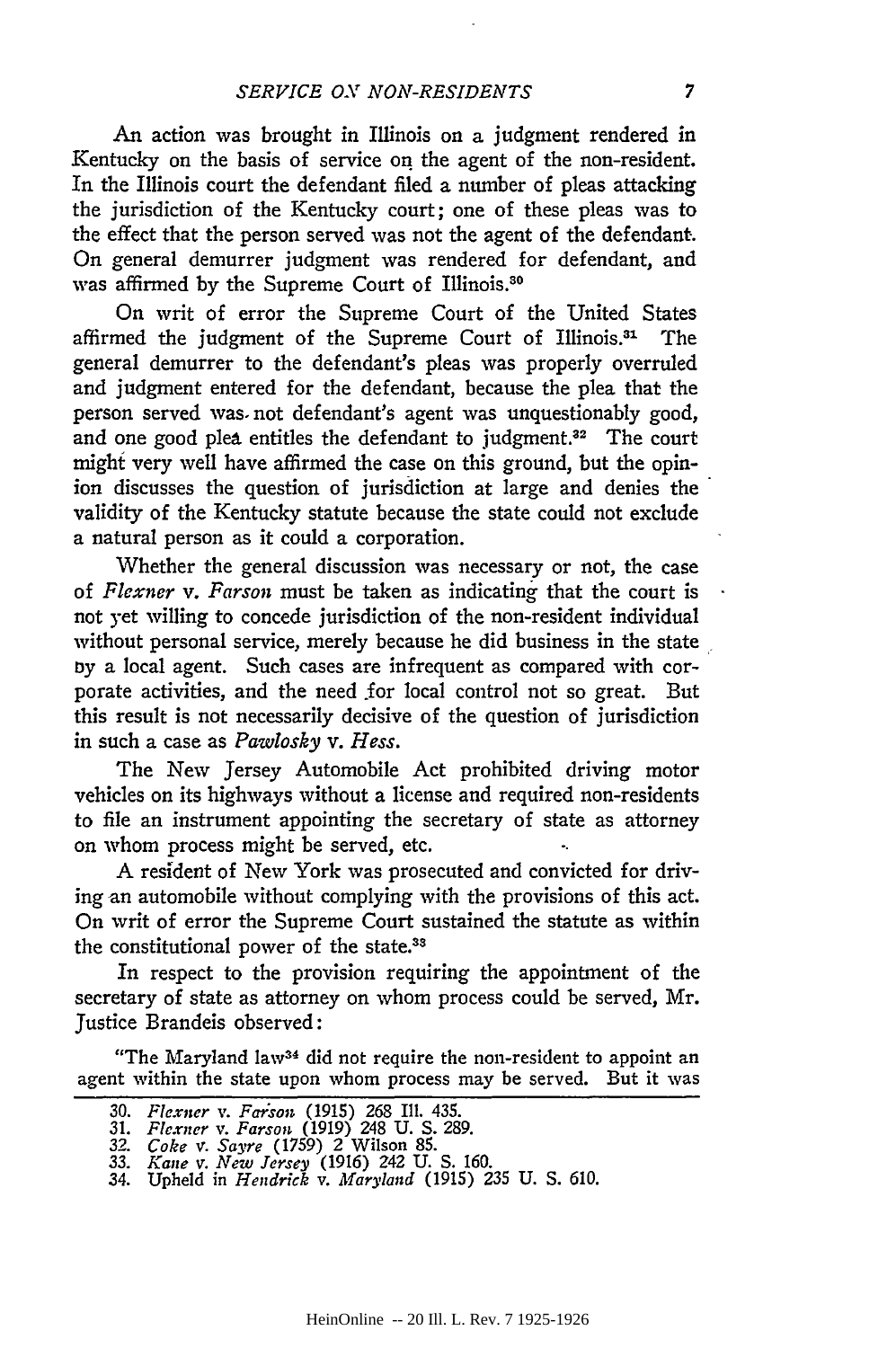An action was brought in Illinois on a judgment rendered in Kentucky on the basis of service on the agent of the non-resident. In the Illinois court the defendant filed a number of pleas attacking the jurisdiction of the Kentucky court; one of these pleas was to the effect that the person served was not the agent of the defendant. On general demurrer judgment was rendered for defendant, and was affirmed by the Supreme Court of Illinois.[30]

On writ of error the Supreme Court of the United States affirmed the judgment of the Supreme Court of Illinois.[31] The general demurrer to the defendant's pleas was properly overruled and judgment entered for the defendant, because the plea that the person served was not defendant's agent was unquestionably good, and one good plea entitles the defendant to judgment.[32] The court might very well have affirmed the case on this ground, but the opinion discusses the question of jurisdiction at large and denies the validity of the Kentucky statute because the state could not exclude a natural person as it could a corporation.

Whether the general discussion was necessary or not, the case of *Flexner* v. *Farson* must be taken as indicating that the court is not yet willing to concede jurisdiction of the non-resident individual without personal service, merely because he did business in the state by a local agent. Such cases are infrequent as compared with corporate activities, and the need for local control not so great. But this result is not necessarily decisive of the question of jurisdiction in such a case as *Pawlosky* v. *Hess*.

The New Jersey Automobile Act prohibited driving motor vehicles on its highways without a license and required non-residents to file an instrument appointing the secretary of state as attorney on whom process might be served, etc.

A resident of New York was prosecuted and convicted for driving an automobile without complying with the provisions of this act. On writ of error the Supreme Court sustained the statute as within the constitutional power of the state.[33]

In respect to the provision requiring the appointment of the secretary of state as attorney on whom process could be served, Mr. Justice Brandeis observed:

"The Maryland law[34] did not require the non-resident to appoint an agent within the state upon whom process may be served. But it was

---

30. *Flexner* v. *Farson* (1915) 268 Ill. 435.
31. *Flexner* v. *Farson* (1919) 248 U. S. 289.
32. *Coke* v. *Sayre* (1759) 2 Wilson 85.
33. *Kane* v. *New Jersey* (1916) 242 U. S. 160.
34. Upheld in *Hendrick* v. *Maryland* (1915) 235 U. S. 610.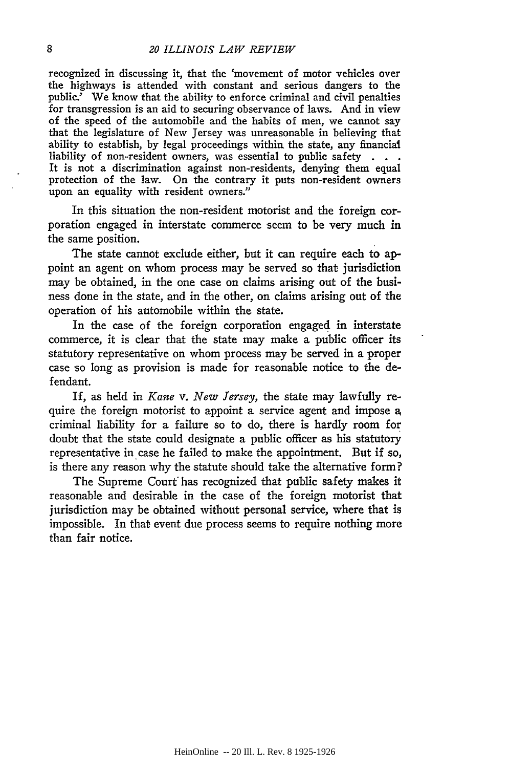recognized in discussing it, that the 'movement of motor vehicles over the highways is attended with constant and serious dangers to the public.' We know that the ability to enforce criminal and civil penalties for transgression is an aid to securing observance of laws. And in view of the speed of the automobile and the habits of men, we cannot say that the legislature of New Jersey was unreasonable in believing that ability to establish, by legal proceedings within the state, any financial liability of non-resident owners, was essential to public safety . . . It is not a discrimination against non-residents, denying them equal protection of the law. On the contrary it puts non-resident owners upon an equality with resident owners."

In this situation the non-resident motorist and the foreign corporation engaged in interstate commerce seem to be very much in the same position.

The state cannot exclude either, but it can require each to appoint an agent on whom process may be served so that jurisdiction may be obtained, in the one case on claims arising out of the business done in the state, and in the other, on claims arising out of the operation of his automobile within the state.

In the case of the foreign corporation engaged in interstate commerce, it is clear that the state may make a public officer its statutory representative on whom process may be served in a proper case so long as provision is made for reasonable notice to the defendant.

If, as held in *Kane* v. *New Jersey*, the state may lawfully require the foreign motorist to appoint a service agent and impose a criminal liability for a failure so to do, there is hardly room for doubt that the state could designate a public officer as his statutory representative in case he failed to make the appointment. But if so, is there any reason why the statute should take the alternative form?

The Supreme Court has recognized that public safety makes it reasonable and desirable in the case of the foreign motorist that jurisdiction may be obtained without personal service, where that is impossible. In that event due process seems to require nothing more than fair notice.